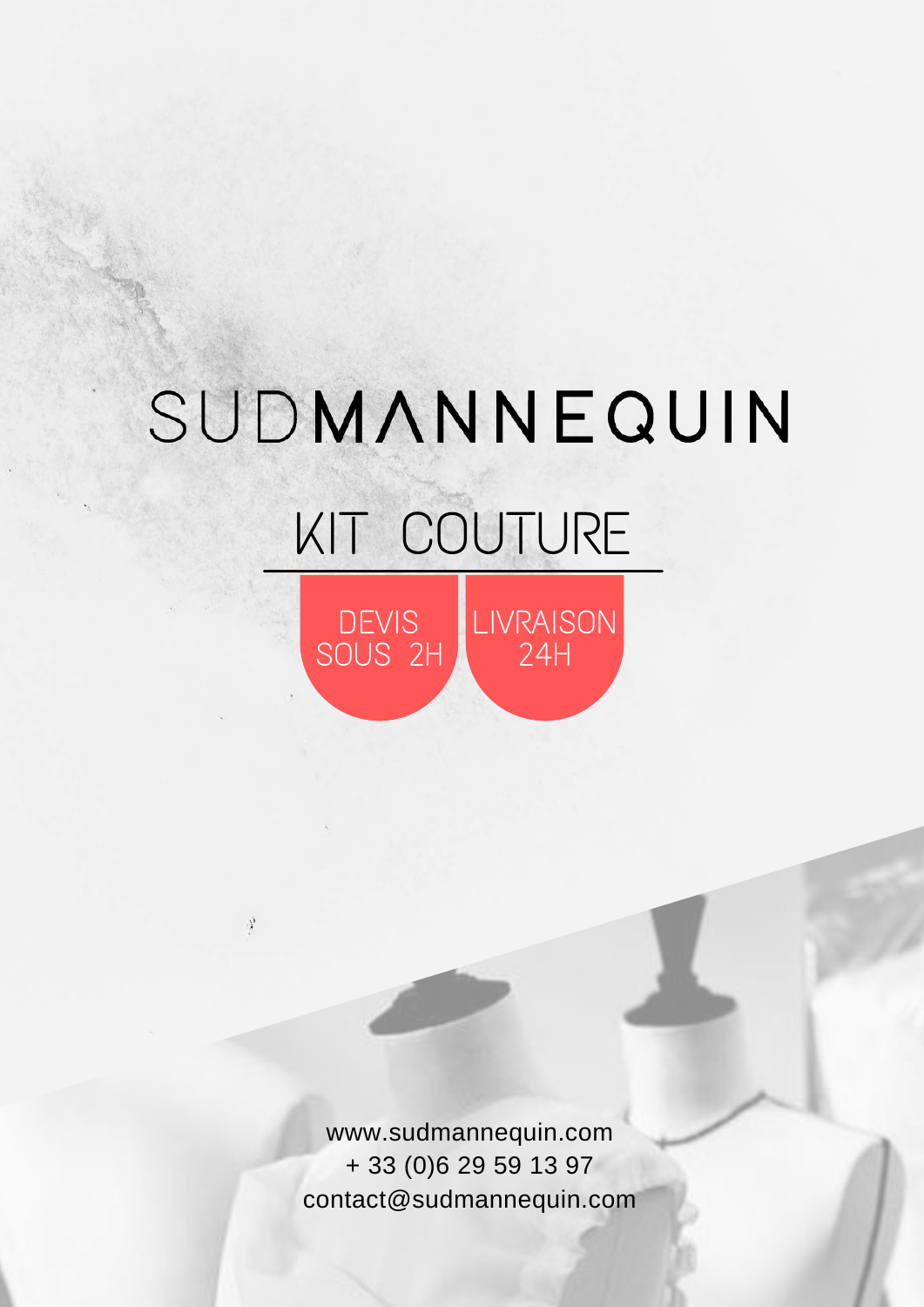# SUDMANNEQUIN

## KIT COUTURE

DEVIS SOUS 2H

LIVRAISON 24H

www.sudmannequin.com
+ 33 (0)6 29 59 13 97
contact@sudmannequin.com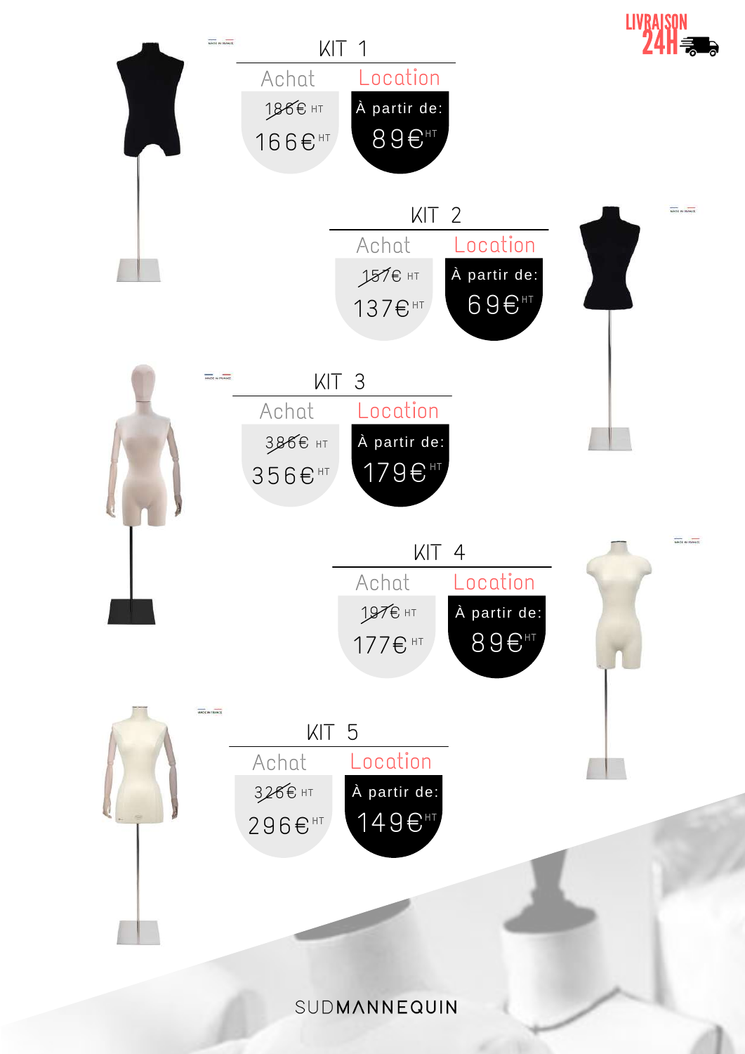LIVRAISON 24H

## KIT 1

| Achat | Location |
|---|---|
| ~~186€~~ HT | À partir de: |
| 166€ HT | 89€ HT |

## KIT 2

| Achat | Location |
|---|---|
| ~~157€~~ HT | À partir de: |
| 137€ HT | 69€ HT |

## KIT 3

| Achat | Location |
|---|---|
| ~~386€~~ HT | À partir de: |
| 356€ HT | 179€ HT |

## KIT 4

| Achat | Location |
|---|---|
| ~~197€~~ HT | À partir de: |
| 177€ HT | 89€ HT |

## KIT 5

| Achat | Location |
|---|---|
| ~~326€~~ HT | À partir de: |
| 296€ HT | 149€ HT |

SUDMANNEQUIN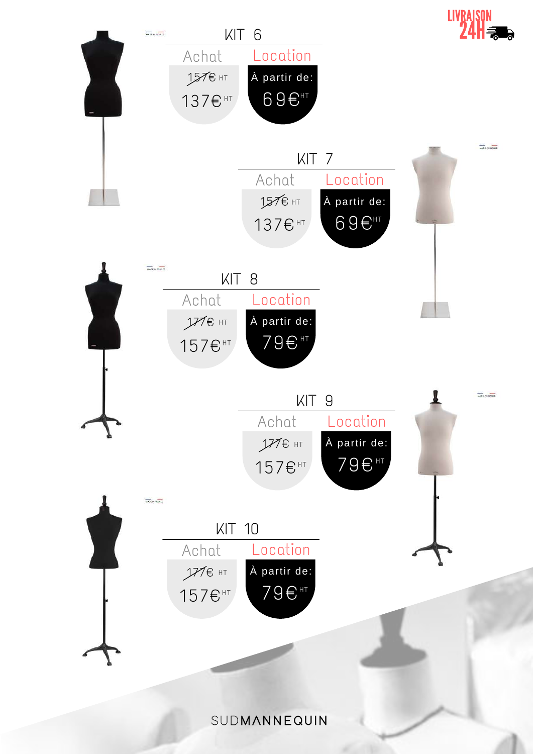LIVRAISON 24H

## KIT 6

| Achat | Location |
|---|---|
| ~~157€~~ HT | À partir de: |
| 137€ HT | 69€ HT |

## KIT 7

| Achat | Location |
|---|---|
| ~~157€~~ HT | À partir de: |
| 137€ HT | 69€ HT |

## KIT 8

| Achat | Location |
|---|---|
| ~~177€~~ HT | À partir de: |
| 157€ HT | 79€ HT |

## KIT 9

| Achat | Location |
|---|---|
| ~~177€~~ HT | À partir de: |
| 157€ HT | 79€ HT |

## KIT 10

| Achat | Location |
|---|---|
| ~~177€~~ HT | À partir de: |
| 157€ HT | 79€ HT |

SUDMANNEQUIN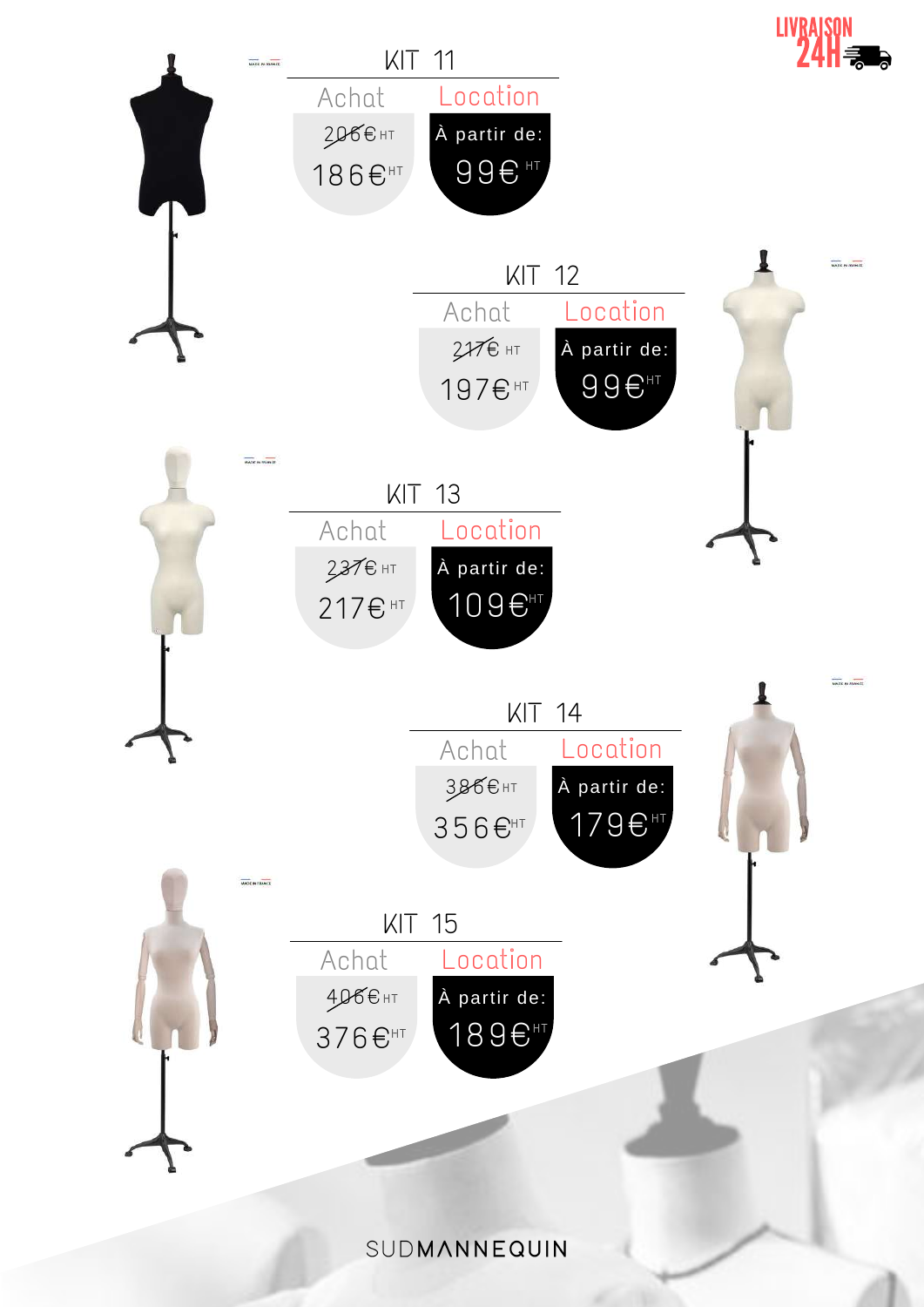LIVRAISON 24H

## KIT 11

| Achat | Location |
|---|---|
| ~~206€~~ HT | À partir de: |
| 186€ HT | 99€ HT |

## KIT 12

| Achat | Location |
|---|---|
| ~~217€~~ HT | À partir de: |
| 197€ HT | 99€ HT |

## KIT 13

| Achat | Location |
|---|---|
| ~~237€~~ HT | À partir de: |
| 217€ HT | 109€ HT |

## KIT 14

| Achat | Location |
|---|---|
| ~~386€~~ HT | À partir de: |
| 356€ HT | 179€ HT |

## KIT 15

| Achat | Location |
|---|---|
| ~~406€~~ HT | À partir de: |
| 376€ HT | 189€ HT |

SUDMANNEQUIN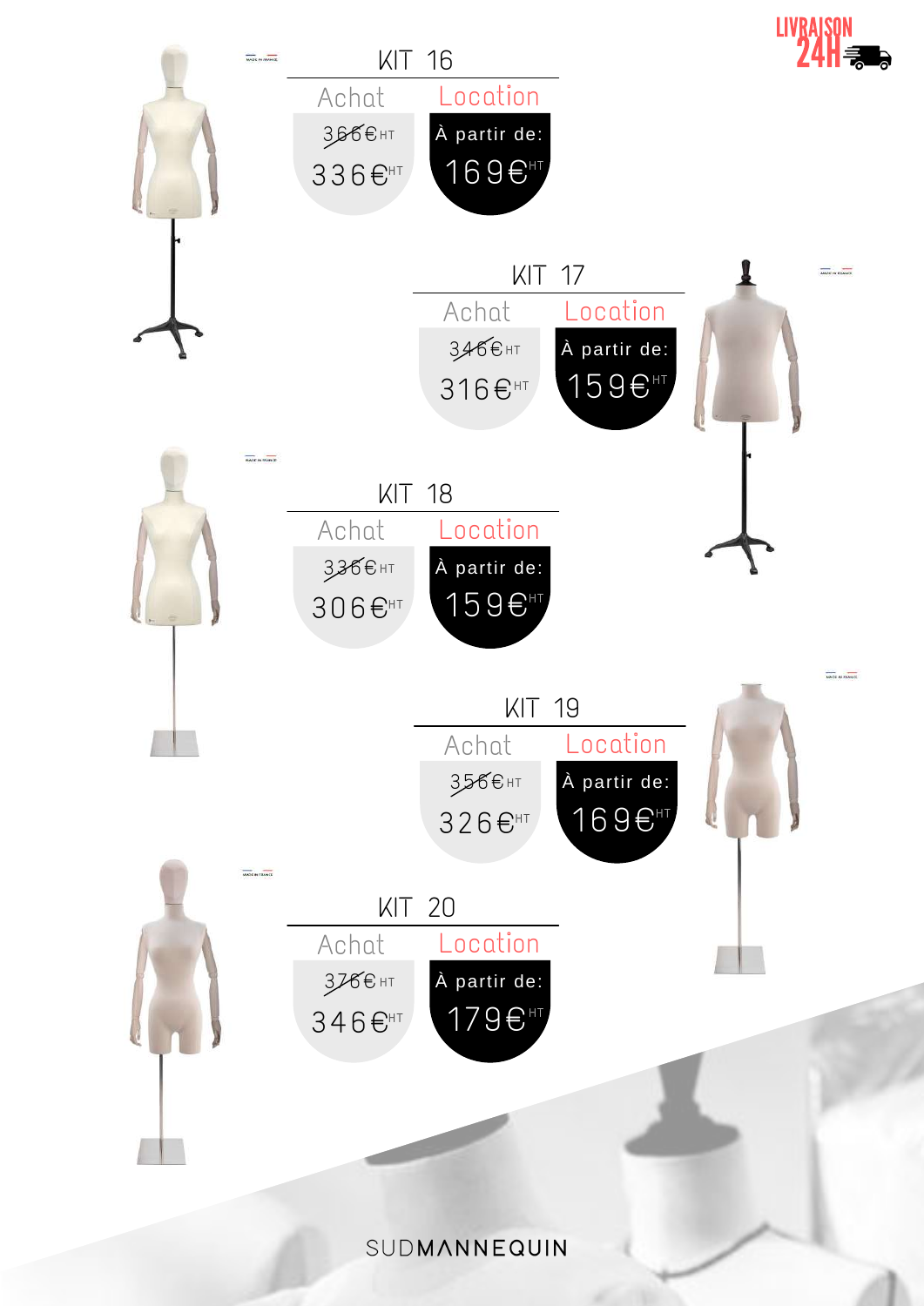LIVRAISON 24H

## KIT 16

| Achat | Location |
|---|---|
| ~~366€ HT~~ 336€ HT | À partir de: 169€ HT |

## KIT 17

| Achat | Location |
|---|---|
| ~~346€ HT~~ 316€ HT | À partir de: 159€ HT |

## KIT 18

| Achat | Location |
|---|---|
| ~~336€ HT~~ 306€ HT | À partir de: 159€ HT |

## KIT 19

| Achat | Location |
|---|---|
| ~~356€ HT~~ 326€ HT | À partir de: 169€ HT |

## KIT 20

| Achat | Location |
|---|---|
| ~~376€ HT~~ 346€ HT | À partir de: 179€ HT |

SUDMANNEQUIN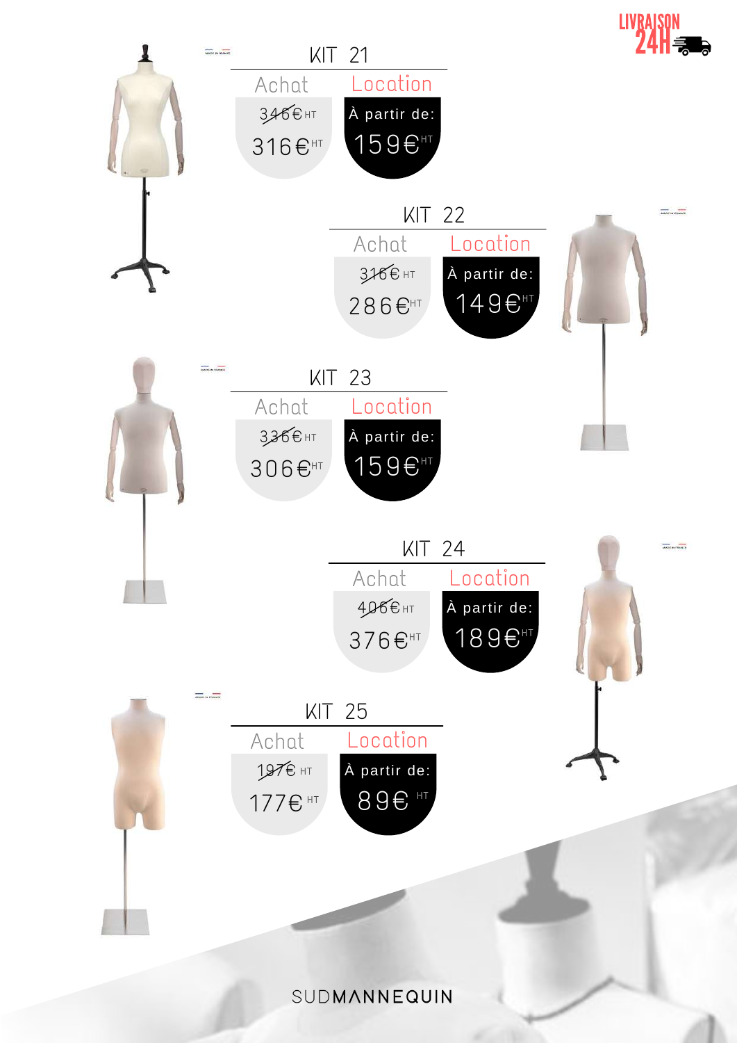LIVRAISON 24H

## KIT 21

| Achat | Location |
|---|---|
| ~~346€~~ HT | À partir de: |
| 316€ HT | 159€ HT |

## KIT 22

| Achat | Location |
|---|---|
| ~~316€~~ HT | À partir de: |
| 286€ HT | 149€ HT |

## KIT 23

| Achat | Location |
|---|---|
| ~~336€~~ HT | À partir de: |
| 306€ HT | 159€ HT |

## KIT 24

| Achat | Location |
|---|---|
| ~~406€~~ HT | À partir de: |
| 376€ HT | 189€ HT |

## KIT 25

| Achat | Location |
|---|---|
| ~~197€~~ HT | À partir de: |
| 177€ HT | 89€ HT |

SUDMANNEQUIN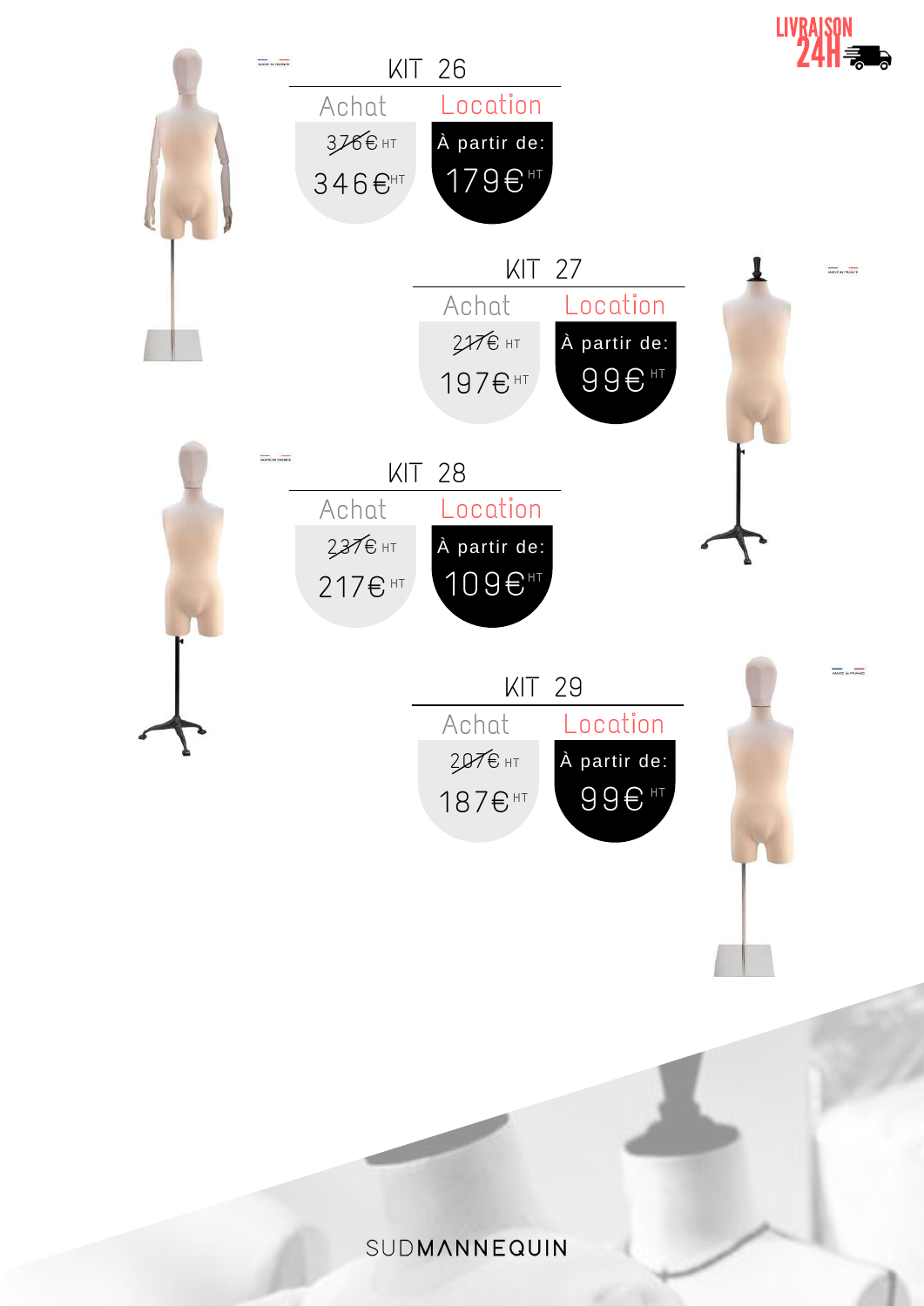LIVRAISON 24H

## KIT 26

| Achat | Location |
| --- | --- |
| ~~376€~~ HT | À partir de: |
| 346€ HT | 179€ HT |

## KIT 27

| Achat | Location |
| --- | --- |
| ~~217€~~ HT | À partir de: |
| 197€ HT | 99€ HT |

## KIT 28

| Achat | Location |
| --- | --- |
| ~~237€~~ HT | À partir de: |
| 217€ HT | 109€ HT |

## KIT 29

| Achat | Location |
| --- | --- |
| ~~207€~~ HT | À partir de: |
| 187€ HT | 99€ HT |

SUDMANNEQUIN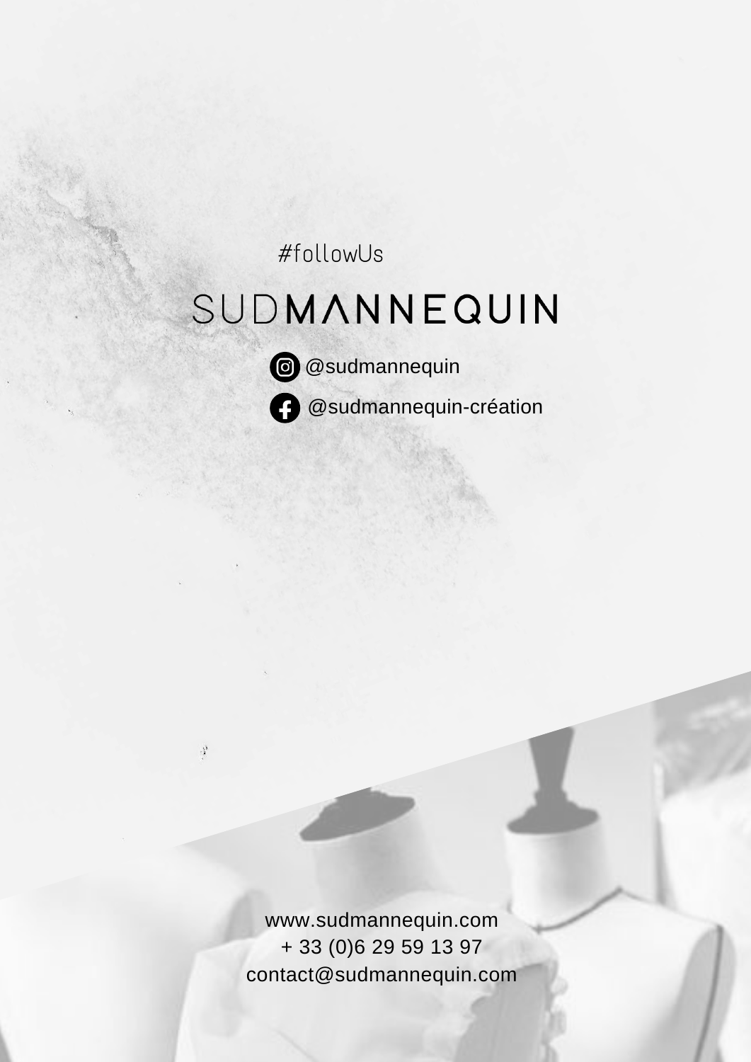#followUs

# SUDMANNEQUIN

@sudmannequin

@sudmannequin-création

www.sudmannequin.com
+ 33 (0)6 29 59 13 97
contact@sudmannequin.com